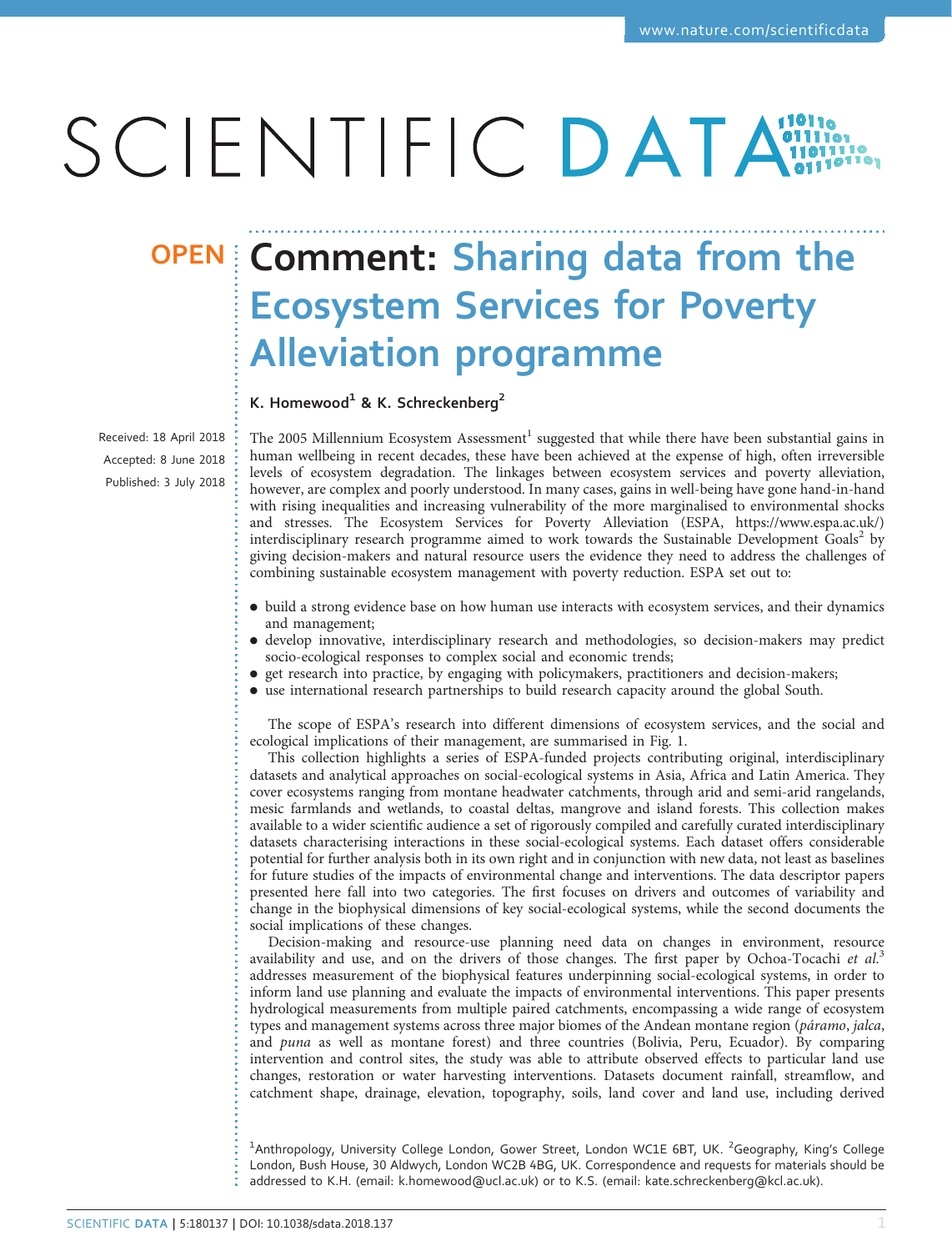**OPEN**

# Comment: Sharing data from the Ecosystem Services for Poverty Alleviation programme

**K. Homewood[1] & K. Schreckenberg[2]**

Received: 18 April 2018
Accepted: 8 June 2018
Published: 3 July 2018

The 2005 Millennium Ecosystem Assessment[1] suggested that while there have been substantial gains in human wellbeing in recent decades, these have been achieved at the expense of high, often irreversible levels of ecosystem degradation. The linkages between ecosystem services and poverty alleviation, however, are complex and poorly understood. In many cases, gains in well-being have gone hand-in-hand with rising inequalities and increasing vulnerability of the more marginalised to environmental shocks and stresses. The Ecosystem Services for Poverty Alleviation (ESPA, https://www.espa.ac.uk/) interdisciplinary research programme aimed to work towards the Sustainable Development Goals[2] by giving decision-makers and natural resource users the evidence they need to address the challenges of combining sustainable ecosystem management with poverty reduction. ESPA set out to:

- build a strong evidence base on how human use interacts with ecosystem services, and their dynamics and management;
- develop innovative, interdisciplinary research and methodologies, so decision-makers may predict socio-ecological responses to complex social and economic trends;
- get research into practice, by engaging with policymakers, practitioners and decision-makers;
- use international research partnerships to build research capacity around the global South.

The scope of ESPA's research into different dimensions of ecosystem services, and the social and ecological implications of their management, are summarised in Fig. 1.

This collection highlights a series of ESPA-funded projects contributing original, interdisciplinary datasets and analytical approaches on social-ecological systems in Asia, Africa and Latin America. They cover ecosystems ranging from montane headwater catchments, through arid and semi-arid rangelands, mesic farmlands and wetlands, to coastal deltas, mangrove and island forests. This collection makes available to a wider scientific audience a set of rigorously compiled and carefully curated interdisciplinary datasets characterising interactions in these social-ecological systems. Each dataset offers considerable potential for further analysis both in its own right and in conjunction with new data, not least as baselines for future studies of the impacts of environmental change and interventions. The data descriptor papers presented here fall into two categories. The first focuses on drivers and outcomes of variability and change in the biophysical dimensions of key social-ecological systems, while the second documents the social implications of these changes.

Decision-making and resource-use planning need data on changes in environment, resource availability and use, and on the drivers of those changes. The first paper by Ochoa-Tocachi *et al.*[3] addresses measurement of the biophysical features underpinning social-ecological systems, in order to inform land use planning and evaluate the impacts of environmental interventions. This paper presents hydrological measurements from multiple paired catchments, encompassing a wide range of ecosystem types and management systems across three major biomes of the Andean montane region (*páramo*, *jalca*, and *puna* as well as montane forest) and three countries (Bolivia, Peru, Ecuador). By comparing intervention and control sites, the study was able to attribute observed effects to particular land use changes, restoration or water harvesting interventions. Datasets document rainfall, streamflow, and catchment shape, drainage, elevation, topography, soils, land cover and land use, including derived

[1]Anthropology, University College London, Gower Street, London WC1E 6BT, UK. [2]Geography, King's College London, Bush House, 30 Aldwych, London WC2B 4BG, UK. Correspondence and requests for materials should be addressed to K.H. (email: k.homewood@ucl.ac.uk) or to K.S. (email: kate.schreckenberg@kcl.ac.uk).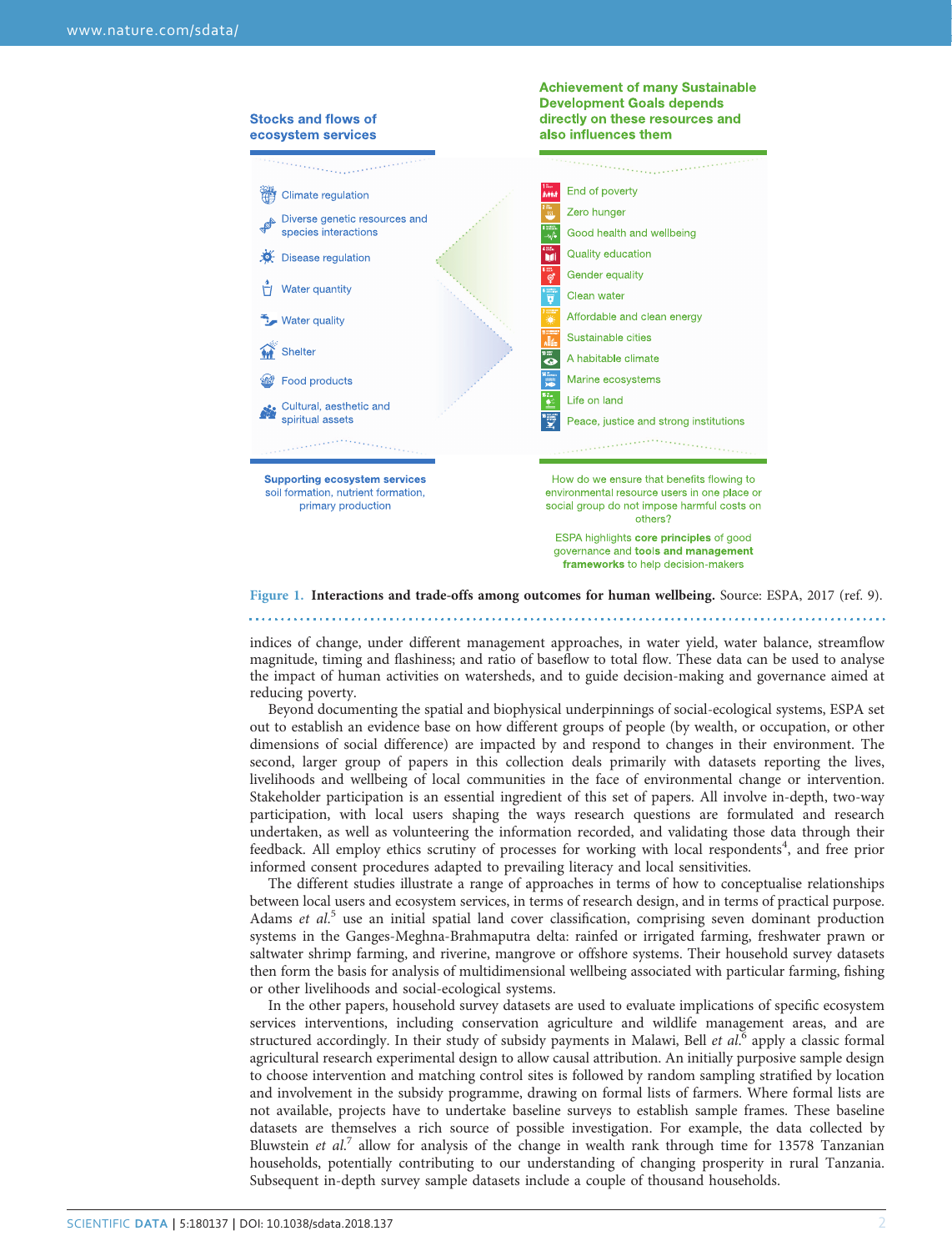Stocks and flows of ecosystem services

Climate regulation

Diverse genetic resources and species interactions

Disease regulation

Water quantity

Water quality

Shelter

Food products

Cultural, aesthetic and spiritual assets

**Supporting ecosystem services** soil formation, nutrient formation, primary production

Achievement of many Sustainable Development Goals depends directly on these resources and also influences them

End of poverty

Zero hunger

Good health and wellbeing

Quality education

Gender equality

Clean water

Affordable and clean energy

Sustainable cities

A habitable climate

Marine ecosystems

Life on land

Peace, justice and strong institutions

How do we ensure that benefits flowing to environmental resource users in one place or social group do not impose harmful costs on others?

ESPA highlights **core principles** of good governance and **tools and management frameworks** to help decision-makers

**Figure 1. Interactions and trade-offs among outcomes for human wellbeing.** Source: ESPA, 2017 (ref. 9).

indices of change, under different management approaches, in water yield, water balance, streamflow magnitude, timing and flashiness; and ratio of baseflow to total flow. These data can be used to analyse the impact of human activities on watersheds, and to guide decision-making and governance aimed at reducing poverty.

Beyond documenting the spatial and biophysical underpinnings of social-ecological systems, ESPA set out to establish an evidence base on how different groups of people (by wealth, or occupation, or other dimensions of social difference) are impacted by and respond to changes in their environment. The second, larger group of papers in this collection deals primarily with datasets reporting the lives, livelihoods and wellbeing of local communities in the face of environmental change or intervention. Stakeholder participation is an essential ingredient of this set of papers. All involve in-depth, two-way participation, with local users shaping the ways research questions are formulated and research undertaken, as well as volunteering the information recorded, and validating those data through their feedback. All employ ethics scrutiny of processes for working with local respondents[4], and free prior informed consent procedures adapted to prevailing literacy and local sensitivities.

The different studies illustrate a range of approaches in terms of how to conceptualise relationships between local users and ecosystem services, in terms of research design, and in terms of practical purpose. Adams *et al.*[5] use an initial spatial land cover classification, comprising seven dominant production systems in the Ganges-Meghna-Brahmaputra delta: rainfed or irrigated farming, freshwater prawn or saltwater shrimp farming, and riverine, mangrove or offshore systems. Their household survey datasets then form the basis for analysis of multidimensional wellbeing associated with particular farming, fishing or other livelihoods and social-ecological systems.

In the other papers, household survey datasets are used to evaluate implications of specific ecosystem services interventions, including conservation agriculture and wildlife management areas, and are structured accordingly. In their study of subsidy payments in Malawi, Bell *et al.*[6] apply a classic formal agricultural research experimental design to allow causal attribution. An initially purposive sample design to choose intervention and matching control sites is followed by random sampling stratified by location and involvement in the subsidy programme, drawing on formal lists of farmers. Where formal lists are not available, projects have to undertake baseline surveys to establish sample frames. These baseline datasets are themselves a rich source of possible investigation. For example, the data collected by Bluwstein *et al.*[7] allow for analysis of the change in wealth rank through time for 13578 Tanzanian households, potentially contributing to our understanding of changing prosperity in rural Tanzania. Subsequent in-depth survey sample datasets include a couple of thousand households.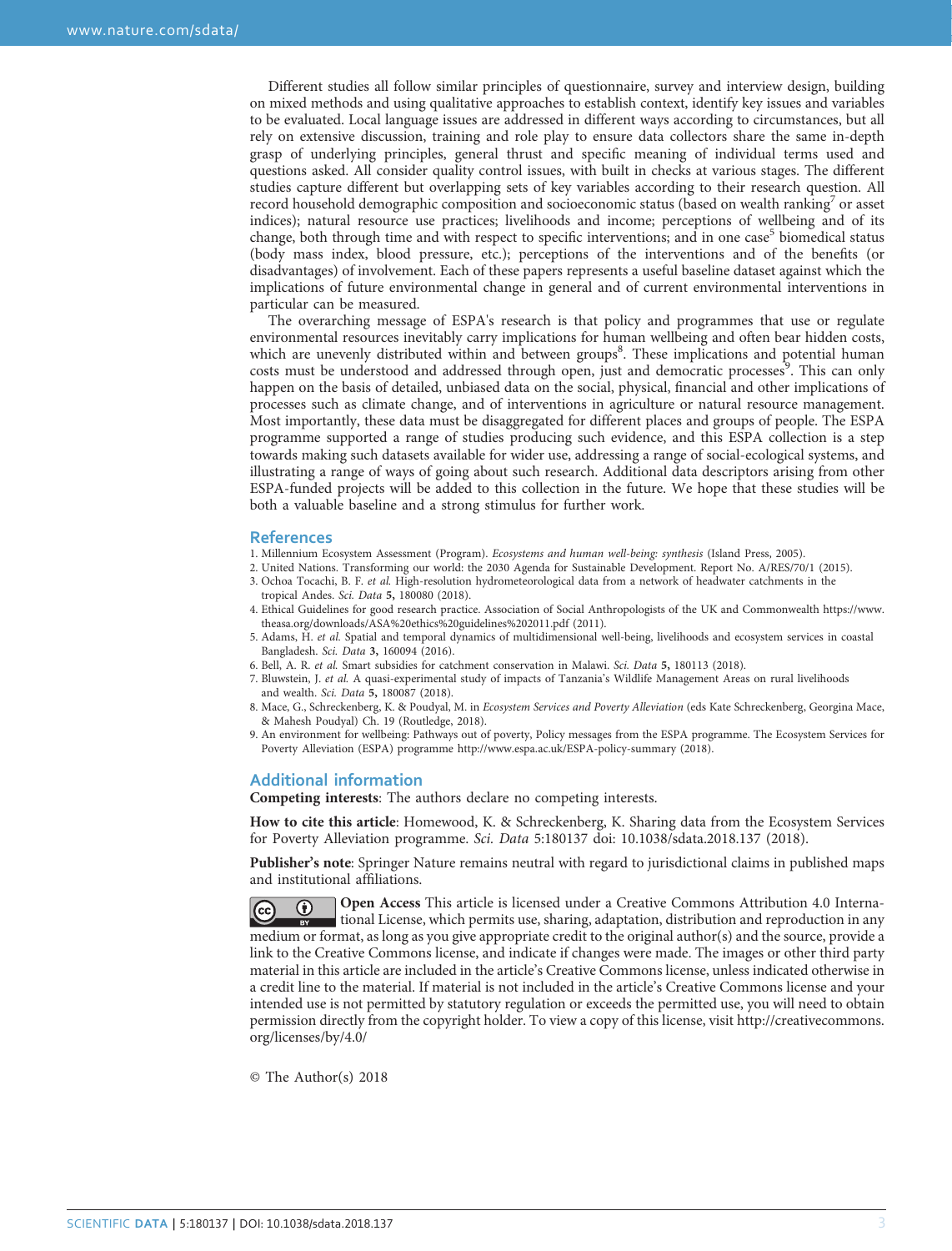Different studies all follow similar principles of questionnaire, survey and interview design, building on mixed methods and using qualitative approaches to establish context, identify key issues and variables to be evaluated. Local language issues are addressed in different ways according to circumstances, but all rely on extensive discussion, training and role play to ensure data collectors share the same in-depth grasp of underlying principles, general thrust and specific meaning of individual terms used and questions asked. All consider quality control issues, with built in checks at various stages. The different studies capture different but overlapping sets of key variables according to their research question. All record household demographic composition and socioeconomic status (based on wealth ranking[7] or asset indices); natural resource use practices; livelihoods and income; perceptions of wellbeing and of its change, both through time and with respect to specific interventions; and in one case[5] biomedical status (body mass index, blood pressure, etc.); perceptions of the interventions and of the benefits (or disadvantages) of involvement. Each of these papers represents a useful baseline dataset against which the implications of future environmental change in general and of current environmental interventions in particular can be measured.

The overarching message of ESPA's research is that policy and programmes that use or regulate environmental resources inevitably carry implications for human wellbeing and often bear hidden costs, which are unevenly distributed within and between groups[8]. These implications and potential human costs must be understood and addressed through open, just and democratic processes[9]. This can only happen on the basis of detailed, unbiased data on the social, physical, financial and other implications of processes such as climate change, and of interventions in agriculture or natural resource management. Most importantly, these data must be disaggregated for different places and groups of people. The ESPA programme supported a range of studies producing such evidence, and this ESPA collection is a step towards making such datasets available for wider use, addressing a range of social-ecological systems, and illustrating a range of ways of going about such research. Additional data descriptors arising from other ESPA-funded projects will be added to this collection in the future. We hope that these studies will be both a valuable baseline and a strong stimulus for further work.

## References

1. Millennium Ecosystem Assessment (Program). *Ecosystems and human well-being: synthesis* (Island Press, 2005).
2. United Nations. Transforming our world: the 2030 Agenda for Sustainable Development. Report No. A/RES/70/1 (2015).
3. Ochoa Tocachi, B. F. *et al.* High-resolution hydrometeorological data from a network of headwater catchments in the tropical Andes. *Sci. Data* **5,** 180080 (2018).
4. Ethical Guidelines for good research practice. Association of Social Anthropologists of the UK and Commonwealth https://www.theasa.org/downloads/ASA%20ethics%20guidelines%202011.pdf (2011).
5. Adams, H. *et al.* Spatial and temporal dynamics of multidimensional well-being, livelihoods and ecosystem services in coastal Bangladesh. *Sci. Data* **3,** 160094 (2016).
6. Bell, A. R. *et al.* Smart subsidies for catchment conservation in Malawi. *Sci. Data* **5,** 180113 (2018).
7. Bluwstein, J. *et al.* A quasi-experimental study of impacts of Tanzania's Wildlife Management Areas on rural livelihoods and wealth. *Sci. Data* **5,** 180087 (2018).
8. Mace, G., Schreckenberg, K. & Poudyal, M. in *Ecosystem Services and Poverty Alleviation* (eds Kate Schreckenberg, Georgina Mace, & Mahesh Poudyal) Ch. 19 (Routledge, 2018).
9. An environment for wellbeing: Pathways out of poverty, Policy messages from the ESPA programme. The Ecosystem Services for Poverty Alleviation (ESPA) programme http://www.espa.ac.uk/ESPA-policy-summary (2018).

## Additional information

**Competing interests**: The authors declare no competing interests.

**How to cite this article**: Homewood, K. & Schreckenberg, K. Sharing data from the Ecosystem Services for Poverty Alleviation programme. *Sci. Data* 5:180137 doi: 10.1038/sdata.2018.137 (2018).

**Publisher's note**: Springer Nature remains neutral with regard to jurisdictional claims in published maps and institutional affiliations.

**Open Access** This article is licensed under a Creative Commons Attribution 4.0 International License, which permits use, sharing, adaptation, distribution and reproduction in any medium or format, as long as you give appropriate credit to the original author(s) and the source, provide a link to the Creative Commons license, and indicate if changes were made. The images or other third party material in this article are included in the article's Creative Commons license, unless indicated otherwise in a credit line to the material. If material is not included in the article's Creative Commons license and your intended use is not permitted by statutory regulation or exceeds the permitted use, you will need to obtain permission directly from the copyright holder. To view a copy of this license, visit http://creativecommons.org/licenses/by/4.0/

© The Author(s) 2018